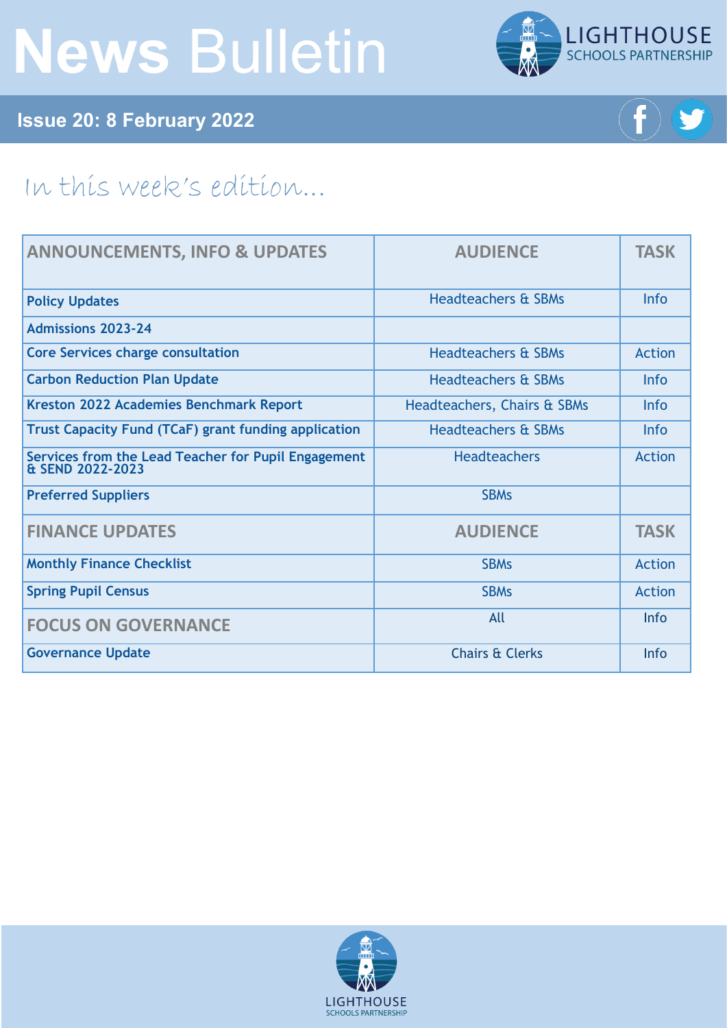# News Bulletin

LIGHTHOUSE SCHOOLS PARTNERSHIP

**Issue 20: 8 February 2022**

## In this week's edition...

| ANNOUNCEMENTS, INFO & UPDATES | AUDIENCE | TASK |
|---|---|---|
| **Policy Updates** | Headteachers & SBMs | Info |
| **Admissions 2023-24** | | |
| **Core Services charge consultation** | Headteachers & SBMs | Action |
| **Carbon Reduction Plan Update** | Headteachers & SBMs | Info |
| **Kreston 2022 Academies Benchmark Report** | Headteachers, Chairs & SBMs | Info |
| **Trust Capacity Fund (TCaF) grant funding application** | Headteachers & SBMs | Info |
| **Services from the Lead Teacher for Pupil Engagement & SEND 2022-2023** | Headteachers | Action |
| **Preferred Suppliers** | SBMs | |
| **FINANCE UPDATES** | **AUDIENCE** | **TASK** |
| **Monthly Finance Checklist** | SBMs | Action |
| **Spring Pupil Census** | SBMs | Action |
| **FOCUS ON GOVERNANCE** | All | Info |
| **Governance Update** | Chairs & Clerks | Info |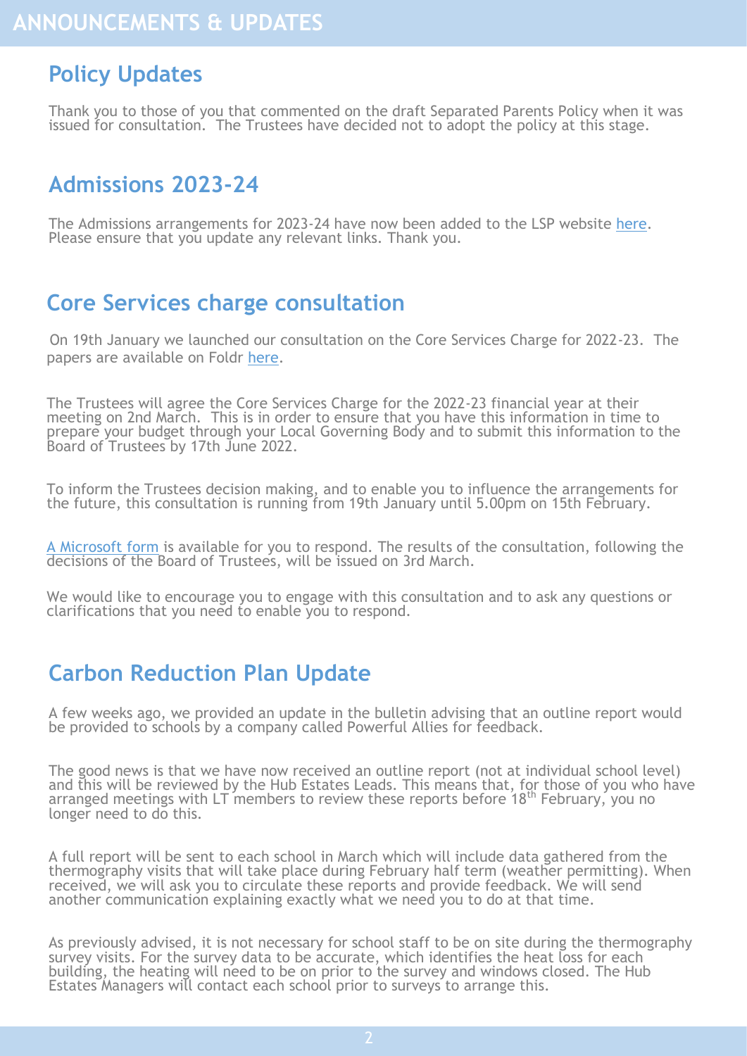# ANNOUNCEMENTS & UPDATES

## Policy Updates

Thank you to those of you that commented on the draft Separated Parents Policy when it was issued for consultation. The Trustees have decided not to adopt the policy at this stage.

## Admissions 2023-24

The Admissions arrangements for 2023-24 have now been added to the LSP website here. Please ensure that you update any relevant links. Thank you.

## Core Services charge consultation

On 19th January we launched our consultation on the Core Services Charge for 2022-23. The papers are available on Foldr here.

The Trustees will agree the Core Services Charge for the 2022-23 financial year at their meeting on 2nd March. This is in order to ensure that you have this information in time to prepare your budget through your Local Governing Body and to submit this information to the Board of Trustees by 17th June 2022.

To inform the Trustees decision making, and to enable you to influence the arrangements for the future, this consultation is running from 19th January until 5.00pm on 15th February.

A Microsoft form is available for you to respond. The results of the consultation, following the decisions of the Board of Trustees, will be issued on 3rd March.

We would like to encourage you to engage with this consultation and to ask any questions or clarifications that you need to enable you to respond.

## Carbon Reduction Plan Update

A few weeks ago, we provided an update in the bulletin advising that an outline report would be provided to schools by a company called Powerful Allies for feedback.

The good news is that we have now received an outline report (not at individual school level) and this will be reviewed by the Hub Estates Leads. This means that, for those of you who have arranged meetings with LT members to review these reports before 18th February, you no longer need to do this.

A full report will be sent to each school in March which will include data gathered from the thermography visits that will take place during February half term (weather permitting). When received, we will ask you to circulate these reports and provide feedback. We will send another communication explaining exactly what we need you to do at that time.

As previously advised, it is not necessary for school staff to be on site during the thermography survey visits. For the survey data to be accurate, which identifies the heat loss for each building, the heating will need to be on prior to the survey and windows closed. The Hub Estates Managers will contact each school prior to surveys to arrange this.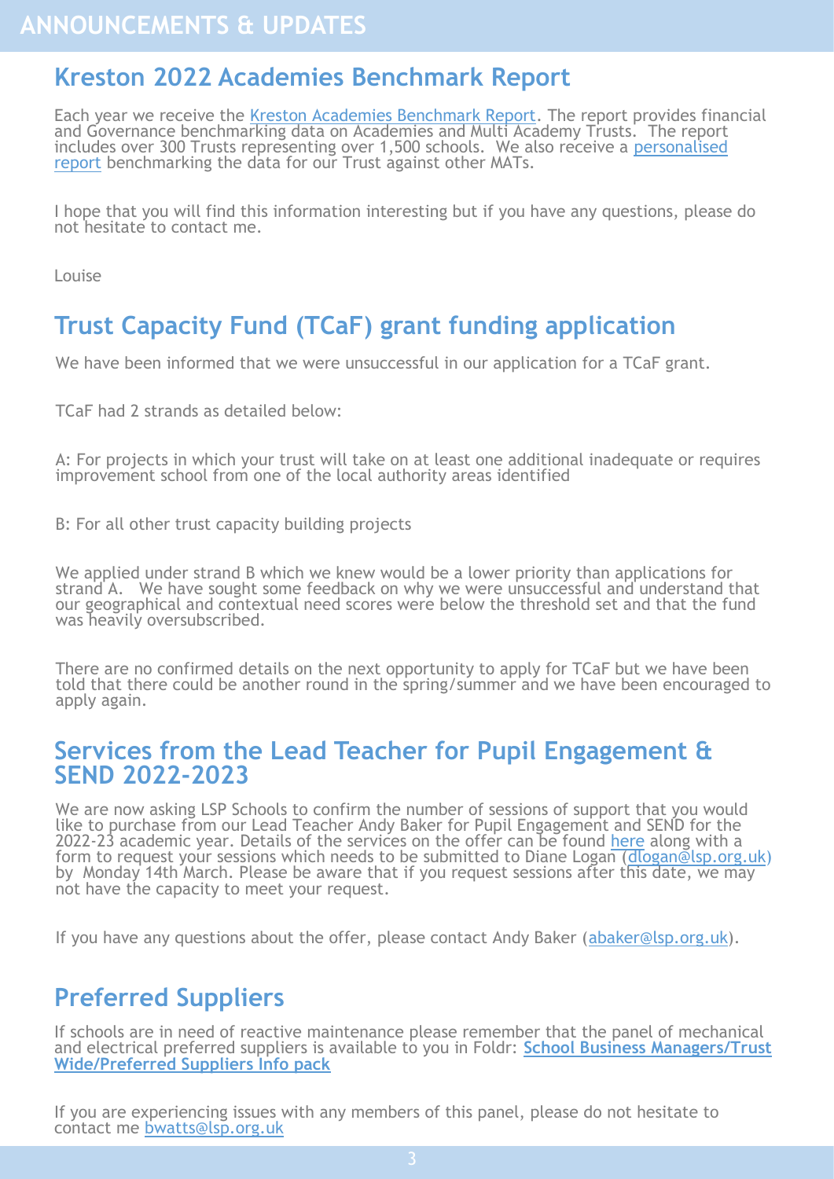# ANNOUNCEMENTS & UPDATES

## Kreston 2022 Academies Benchmark Report

Each year we receive the Kreston Academies Benchmark Report. The report provides financial and Governance benchmarking data on Academies and Multi Academy Trusts. The report includes over 300 Trusts representing over 1,500 schools. We also receive a personalised report benchmarking the data for our Trust against other MATs.

I hope that you will find this information interesting but if you have any questions, please do not hesitate to contact me.

Louise

## Trust Capacity Fund (TCaF) grant funding application

We have been informed that we were unsuccessful in our application for a TCaF grant.

TCaF had 2 strands as detailed below:

A: For projects in which your trust will take on at least one additional inadequate or requires improvement school from one of the local authority areas identified

B: For all other trust capacity building projects

We applied under strand B which we knew would be a lower priority than applications for strand A. We have sought some feedback on why we were unsuccessful and understand that our geographical and contextual need scores were below the threshold set and that the fund was heavily oversubscribed.

There are no confirmed details on the next opportunity to apply for TCaF but we have been told that there could be another round in the spring/summer and we have been encouraged to apply again.

## Services from the Lead Teacher for Pupil Engagement & SEND 2022-2023

We are now asking LSP Schools to confirm the number of sessions of support that you would like to purchase from our Lead Teacher Andy Baker for Pupil Engagement and SEND for the 2022-23 academic year. Details of the services on the offer can be found here along with a form to request your sessions which needs to be submitted to Diane Logan (dlogan@lsp.org.uk) by Monday 14th March. Please be aware that if you request sessions after this date, we may not have the capacity to meet your request.

If you have any questions about the offer, please contact Andy Baker (abaker@lsp.org.uk).

## Preferred Suppliers

If schools are in need of reactive maintenance please remember that the panel of mechanical and electrical preferred suppliers is available to you in Foldr: **School Business Managers/Trust Wide/Preferred Suppliers Info pack**

If you are experiencing issues with any members of this panel, please do not hesitate to contact me bwatts@lsp.org.uk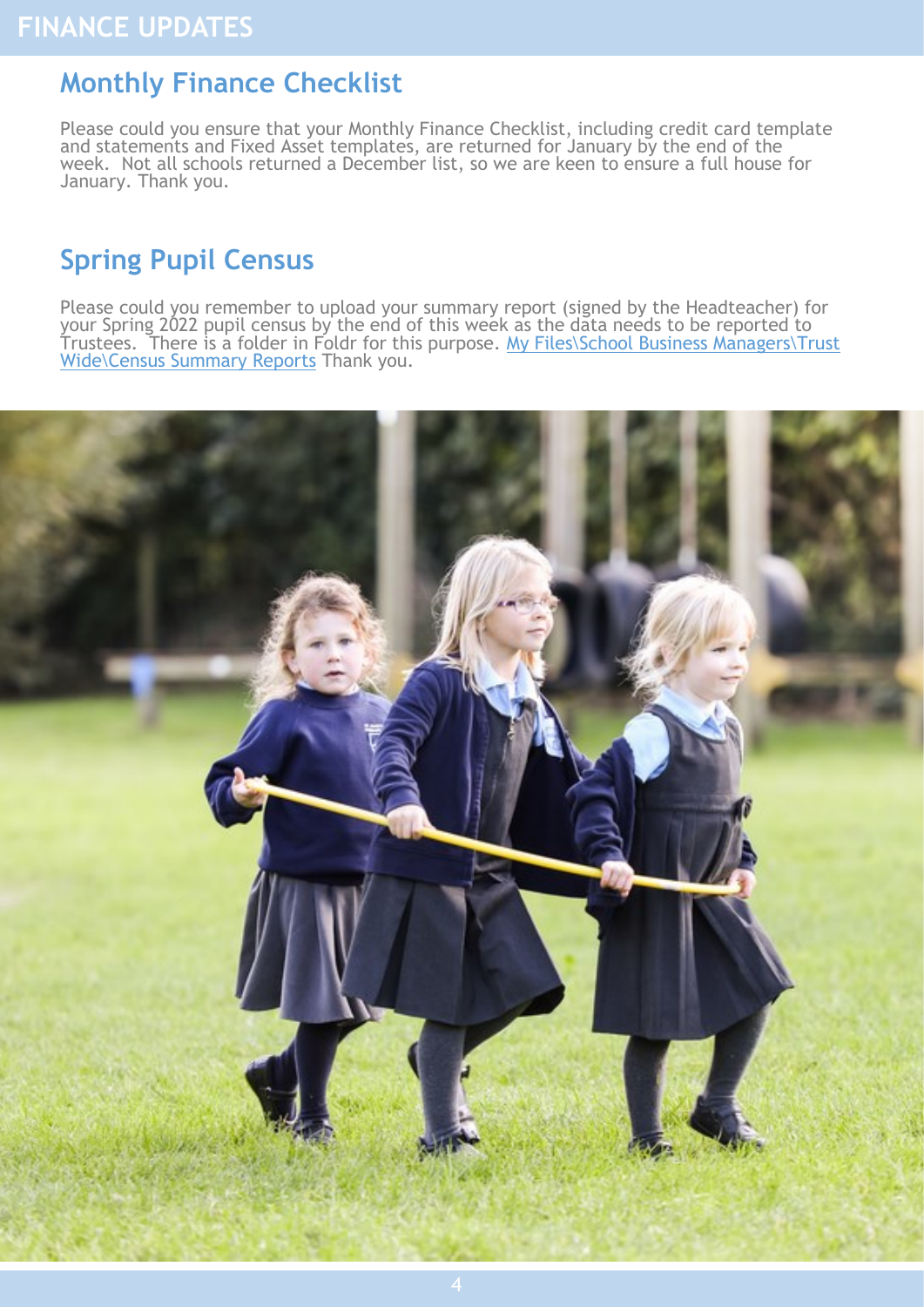# FINANCE UPDATES

## Monthly Finance Checklist

Please could you ensure that your Monthly Finance Checklist, including credit card template and statements and Fixed Asset templates, are returned for January by the end of the week. Not all schools returned a December list, so we are keen to ensure a full house for January. Thank you.

## Spring Pupil Census

Please could you remember to upload your summary report (signed by the Headteacher) for your Spring 2022 pupil census by the end of this week as the data needs to be reported to Trustees. There is a folder in Foldr for this purpose. My Files\School Business Managers\Trust Wide\Census Summary Reports Thank you.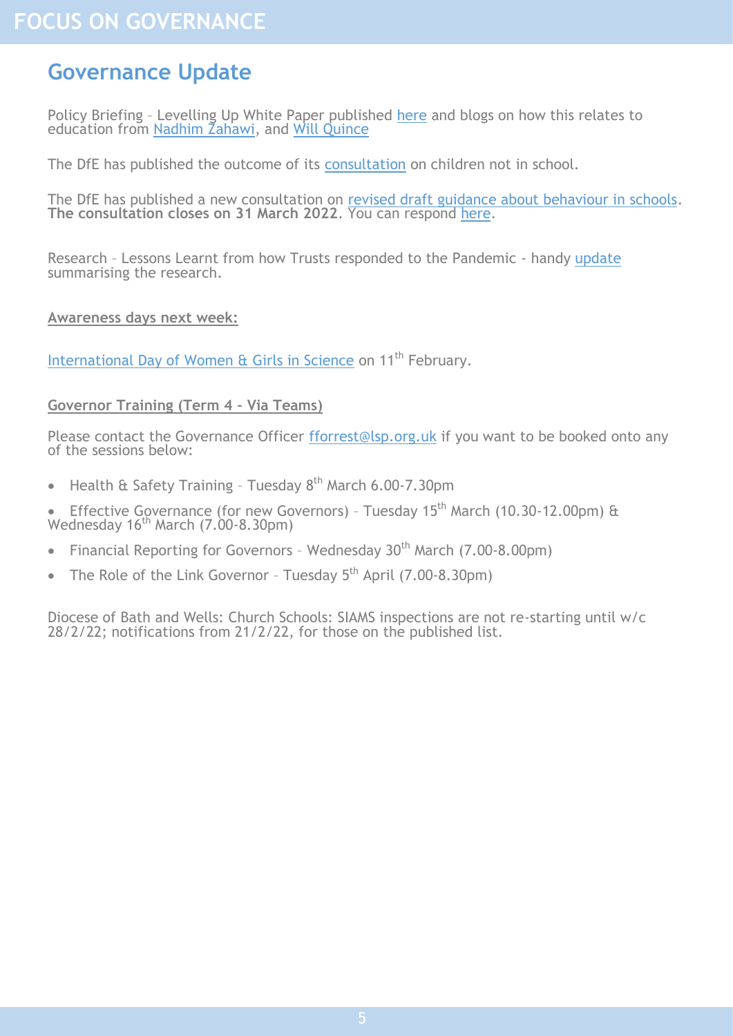# FOCUS ON GOVERNANCE

## Governance Update

Policy Briefing – Levelling Up White Paper published here and blogs on how this relates to education from Nadhim Zahawi, and Will Quince

The DfE has published the outcome of its consultation on children not in school.

The DfE has published a new consultation on revised draft guidance about behaviour in schools. **The consultation closes on 31 March 2022**. You can respond here.

Research – Lessons Learnt from how Trusts responded to the Pandemic - handy update summarising the research.

**Awareness days next week:**

International Day of Women & Girls in Science on 11th February.

**Governor Training (Term 4 – Via Teams)**

Please contact the Governance Officer fforrest@lsp.org.uk if you want to be booked onto any of the sessions below:

- Health & Safety Training – Tuesday 8th March 6.00-7.30pm
- Effective Governance (for new Governors) – Tuesday 15th March (10.30-12.00pm) & Wednesday 16th March (7.00-8.30pm)
- Financial Reporting for Governors – Wednesday 30th March (7.00-8.00pm)
- The Role of the Link Governor – Tuesday 5th April (7.00-8.30pm)

Diocese of Bath and Wells: Church Schools: SIAMS inspections are not re-starting until w/c 28/2/22; notifications from 21/2/22, for those on the published list.